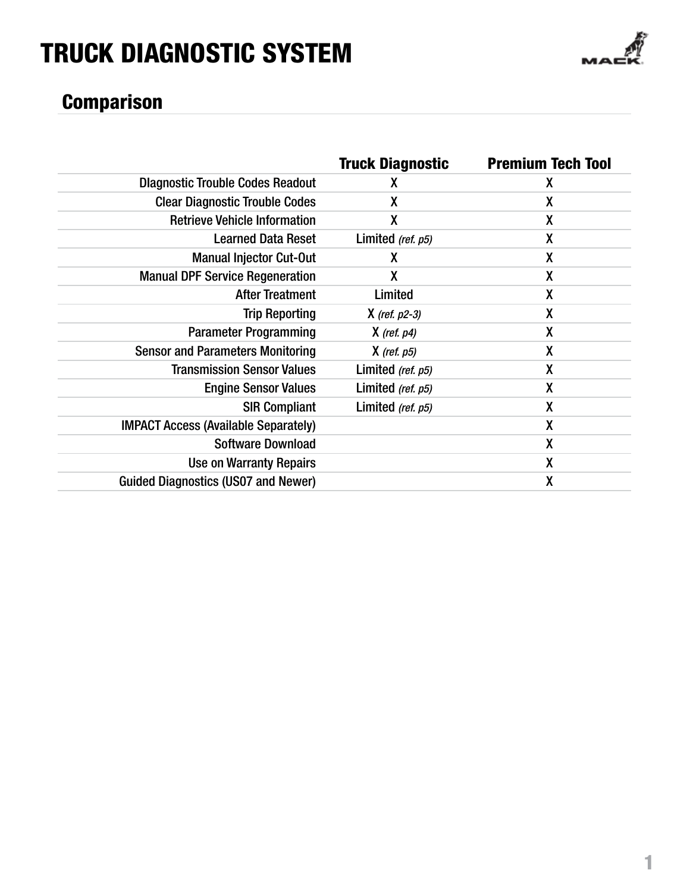# TRUCK DIAGNOSTIC SYSTEM

## Comparison

| | Truck Diagnostic | Premium Tech Tool |
|---|---|---|
| DIagnostic Trouble Codes Readout | X | X |
| Clear Diagnostic Trouble Codes | X | X |
| Retrieve Vehicle Information | X | X |
| Learned Data Reset | Limited *(ref. p5)* | X |
| Manual Injector Cut-Out | X | X |
| Manual DPF Service Regeneration | X | X |
| After Treatment | Limited | X |
| Trip Reporting | X *(ref. p2-3)* | X |
| Parameter Programming | X *(ref. p4)* | X |
| Sensor and Parameters Monitoring | X *(ref. p5)* | X |
| Transmission Sensor Values | Limited *(ref. p5)* | X |
| Engine Sensor Values | Limited *(ref. p5)* | X |
| SIR Compliant | Limited *(ref. p5)* | X |
| IMPACT Access (Available Separately) | | X |
| Software Download | | X |
| Use on Warranty Repairs | | X |
| Guided Diagnostics (US07 and Newer) | | X |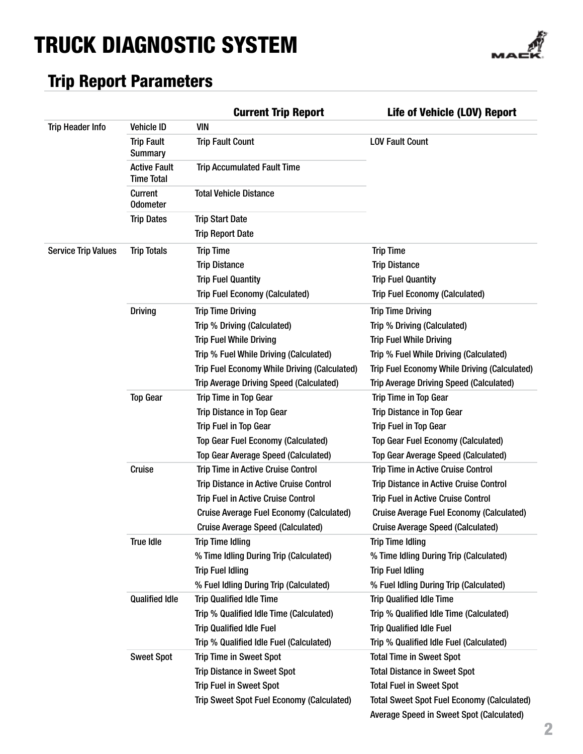# TRUCK DIAGNOSTIC SYSTEM

## Trip Report Parameters

| | | Current Trip Report | Life of Vehicle (LOV) Report |
|---|---|---|---|
| Trip Header Info | Vehicle ID | VIN | |
| | Trip Fault Summary | Trip Fault Count | LOV Fault Count |
| | Active Fault Time Total | Trip Accumulated Fault Time | |
| | Current Odometer | Total Vehicle Distance | |
| | Trip Dates | Trip Start Date | |
| | | Trip Report Date | |
| Service Trip Values | Trip Totals | Trip Time | Trip Time |
| | | Trip Distance | Trip Distance |
| | | Trip Fuel Quantity | Trip Fuel Quantity |
| | | Trip Fuel Economy (Calculated) | Trip Fuel Economy (Calculated) |
| | Driving | Trip Time Driving | Trip Time Driving |
| | | Trip % Driving (Calculated) | Trip % Driving (Calculated) |
| | | Trip Fuel While Driving | Trip Fuel While Driving |
| | | Trip % Fuel While Driving (Calculated) | Trip % Fuel While Driving (Calculated) |
| | | Trip Fuel Economy While Driving (Calculated) | Trip Fuel Economy While Driving (Calculated) |
| | | Trip Average Driving Speed (Calculated) | Trip Average Driving Speed (Calculated) |
| | Top Gear | Trip Time in Top Gear | Trip Time in Top Gear |
| | | Trip Distance in Top Gear | Trip Distance in Top Gear |
| | | Trip Fuel in Top Gear | Trip Fuel in Top Gear |
| | | Top Gear Fuel Economy (Calculated) | Top Gear Fuel Economy (Calculated) |
| | | Top Gear Average Speed (Calculated) | Top Gear Average Speed (Calculated) |
| | Cruise | Trip Time in Active Cruise Control | Trip Time in Active Cruise Control |
| | | Trip Distance in Active Cruise Control | Trip Distance in Active Cruise Control |
| | | Trip Fuel in Active Cruise Control | Trip Fuel in Active Cruise Control |
| | | Cruise Average Fuel Economy (Calculated) | Cruise Average Fuel Economy (Calculated) |
| | | Cruise Average Speed (Calculated) | Cruise Average Speed (Calculated) |
| | True Idle | Trip Time Idling | Trip Time Idling |
| | | % Time Idling During Trip (Calculated) | % Time Idling During Trip (Calculated) |
| | | Trip Fuel Idling | Trip Fuel Idling |
| | | % Fuel Idling During Trip (Calculated) | % Fuel Idling During Trip (Calculated) |
| | Qualified Idle | Trip Qualified Idle Time | Trip Qualified Idle Time |
| | | Trip % Qualified Idle Time (Calculated) | Trip % Qualified Idle Time (Calculated) |
| | | Trip Qualified Idle Fuel | Trip Qualified Idle Fuel |
| | | Trip % Qualified Idle Fuel (Calculated) | Trip % Qualified Idle Fuel (Calculated) |
| | Sweet Spot | Trip Time in Sweet Spot | Total Time in Sweet Spot |
| | | Trip Distance in Sweet Spot | Total Distance in Sweet Spot |
| | | Trip Fuel in Sweet Spot | Total Fuel in Sweet Spot |
| | | Trip Sweet Spot Fuel Economy (Calculated) | Total Sweet Spot Fuel Economy (Calculated) |
| | | | Average Speed in Sweet Spot (Calculated) |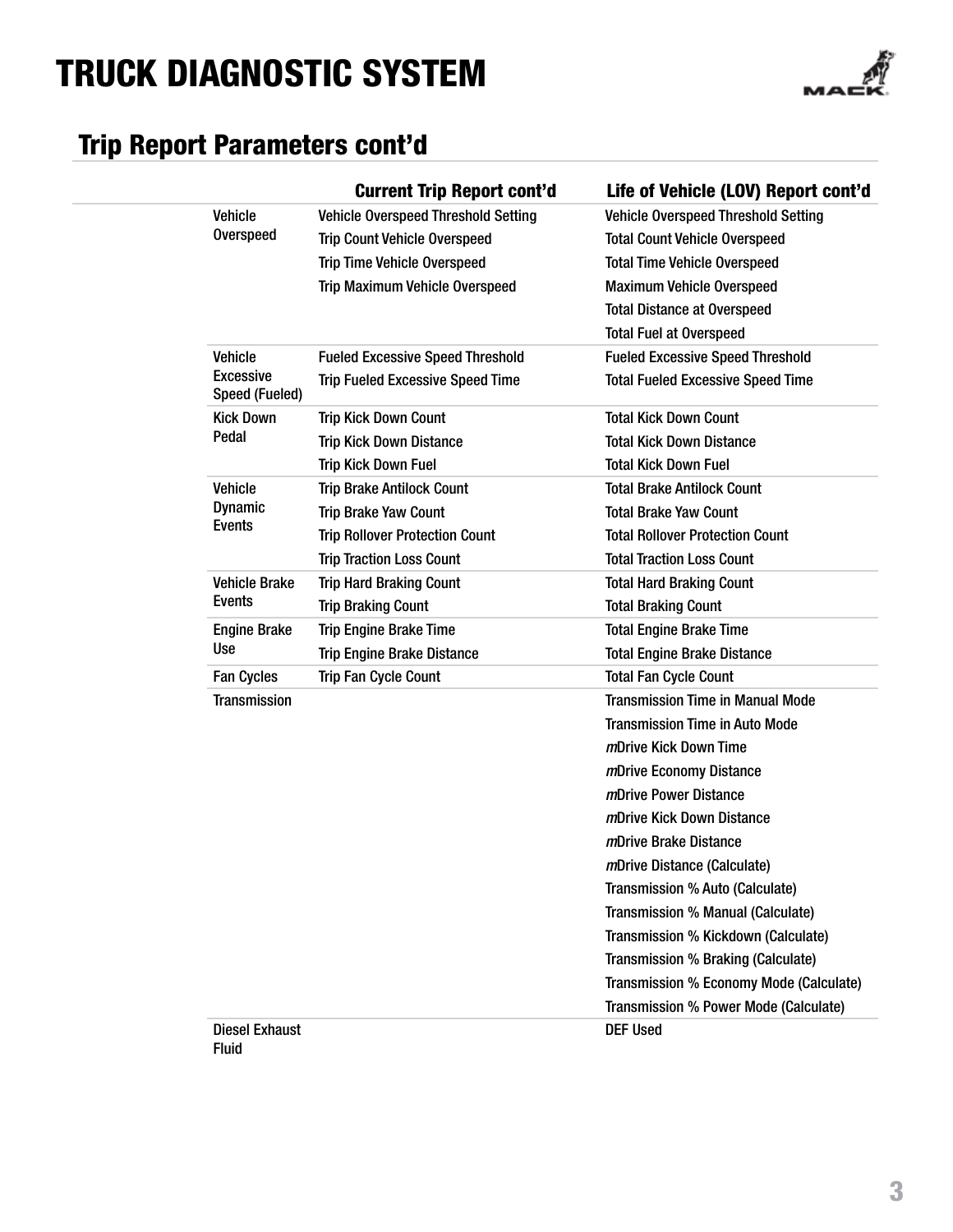# TRUCK DIAGNOSTIC SYSTEM

## Trip Report Parameters cont'd

| | Current Trip Report cont'd | Life of Vehicle (LOV) Report cont'd |
|---|---|---|
| Vehicle Overspeed | Vehicle Overspeed Threshold Setting | Vehicle Overspeed Threshold Setting |
| | Trip Count Vehicle Overspeed | Total Count Vehicle Overspeed |
| | Trip Time Vehicle Overspeed | Total Time Vehicle Overspeed |
| | Trip Maximum Vehicle Overspeed | Maximum Vehicle Overspeed |
| | | Total Distance at Overspeed |
| | | Total Fuel at Overspeed |
| Vehicle Excessive Speed (Fueled) | Fueled Excessive Speed Threshold | Fueled Excessive Speed Threshold |
| | Trip Fueled Excessive Speed Time | Total Fueled Excessive Speed Time |
| Kick Down Pedal | Trip Kick Down Count | Total Kick Down Count |
| | Trip Kick Down Distance | Total Kick Down Distance |
| | Trip Kick Down Fuel | Total Kick Down Fuel |
| Vehicle Dynamic Events | Trip Brake Antilock Count | Total Brake Antilock Count |
| | Trip Brake Yaw Count | Total Brake Yaw Count |
| | Trip Rollover Protection Count | Total Rollover Protection Count |
| | Trip Traction Loss Count | Total Traction Loss Count |
| Vehicle Brake Events | Trip Hard Braking Count | Total Hard Braking Count |
| | Trip Braking Count | Total Braking Count |
| Engine Brake Use | Trip Engine Brake Time | Total Engine Brake Time |
| | Trip Engine Brake Distance | Total Engine Brake Distance |
| Fan Cycles | Trip Fan Cycle Count | Total Fan Cycle Count |
| Transmission | | Transmission Time in Manual Mode |
| | | Transmission Time in Auto Mode |
| | | *m*Drive Kick Down Time |
| | | *m*Drive Economy Distance |
| | | *m*Drive Power Distance |
| | | *m*Drive Kick Down Distance |
| | | *m*Drive Brake Distance |
| | | *m*Drive Distance (Calculate) |
| | | Transmission % Auto (Calculate) |
| | | Transmission % Manual (Calculate) |
| | | Transmission % Kickdown (Calculate) |
| | | Transmission % Braking (Calculate) |
| | | Transmission % Economy Mode (Calculate) |
| | | Transmission % Power Mode (Calculate) |
| Diesel Exhaust Fluid | | DEF Used |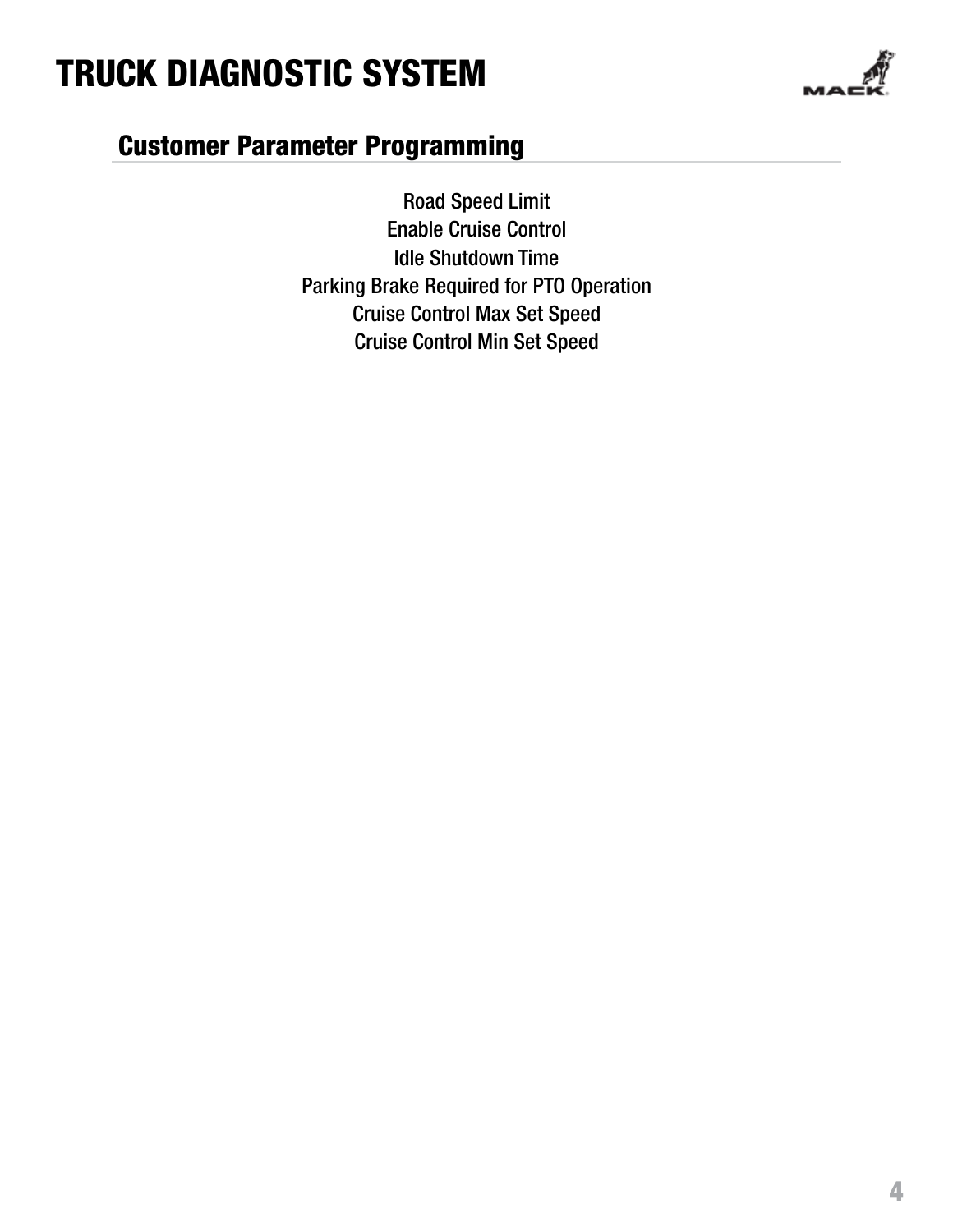# TRUCK DIAGNOSTIC SYSTEM

## Customer Parameter Programming

Road Speed Limit
Enable Cruise Control
Idle Shutdown Time
Parking Brake Required for PTO Operation
Cruise Control Max Set Speed
Cruise Control Min Set Speed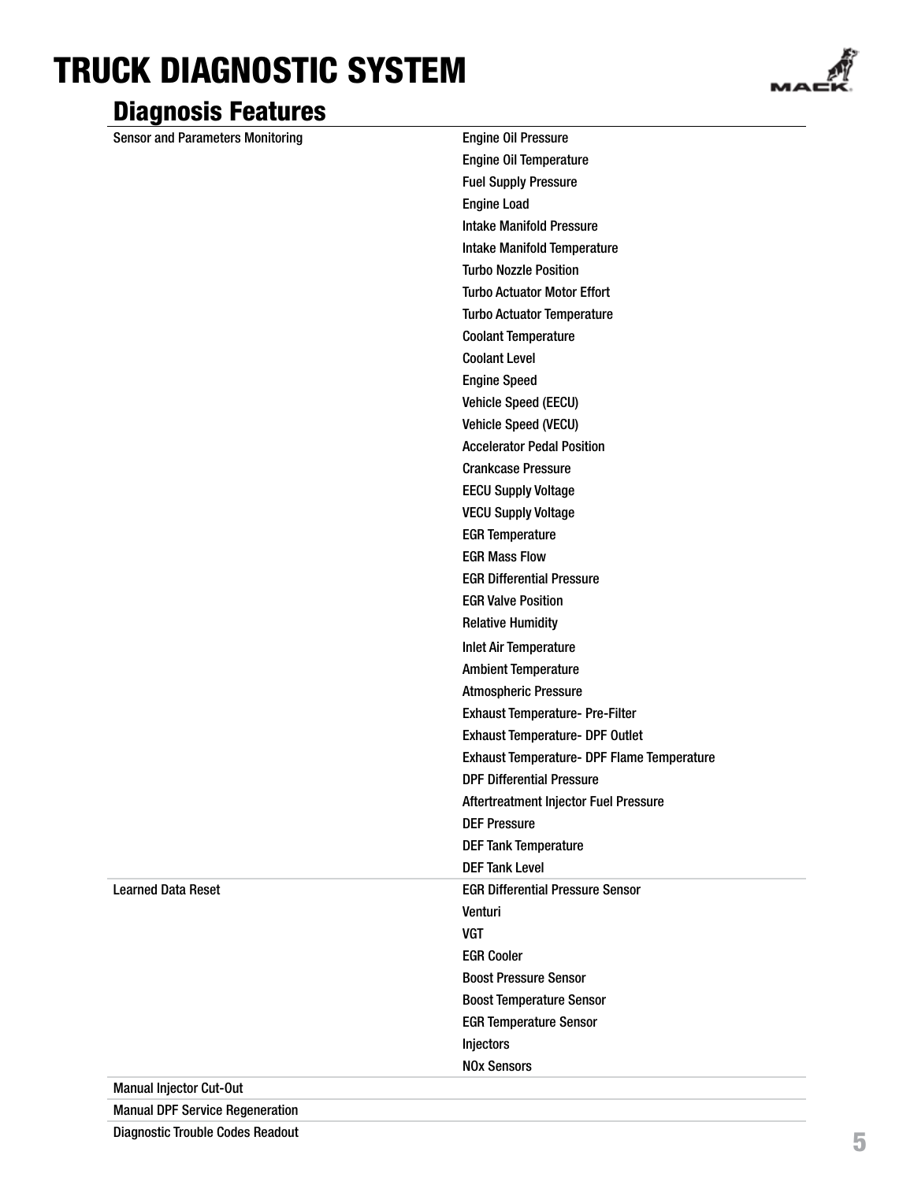# TRUCK DIAGNOSTIC SYSTEM

## Diagnosis Features

| | |
|---|---|
| Sensor and Parameters Monitoring | Engine Oil Pressure |
| | Engine Oil Temperature |
| | Fuel Supply Pressure |
| | Engine Load |
| | Intake Manifold Pressure |
| | Intake Manifold Temperature |
| | Turbo Nozzle Position |
| | Turbo Actuator Motor Effort |
| | Turbo Actuator Temperature |
| | Coolant Temperature |
| | Coolant Level |
| | Engine Speed |
| | Vehicle Speed (EECU) |
| | Vehicle Speed (VECU) |
| | Accelerator Pedal Position |
| | Crankcase Pressure |
| | EECU Supply Voltage |
| | VECU Supply Voltage |
| | EGR Temperature |
| | EGR Mass Flow |
| | EGR Differential Pressure |
| | EGR Valve Position |
| | Relative Humidity |
| | Inlet Air Temperature |
| | Ambient Temperature |
| | Atmospheric Pressure |
| | Exhaust Temperature- Pre-Filter |
| | Exhaust Temperature- DPF Outlet |
| | Exhaust Temperature- DPF Flame Temperature |
| | DPF Differential Pressure |
| | Aftertreatment Injector Fuel Pressure |
| | DEF Pressure |
| | DEF Tank Temperature |
| | DEF Tank Level |
| Learned Data Reset | EGR Differential Pressure Sensor |
| | Venturi |
| | VGT |
| | EGR Cooler |
| | Boost Pressure Sensor |
| | Boost Temperature Sensor |
| | EGR Temperature Sensor |
| | Injectors |
| | NOx Sensors |
| Manual Injector Cut-Out | |
| Manual DPF Service Regeneration | |
| Diagnostic Trouble Codes Readout | |